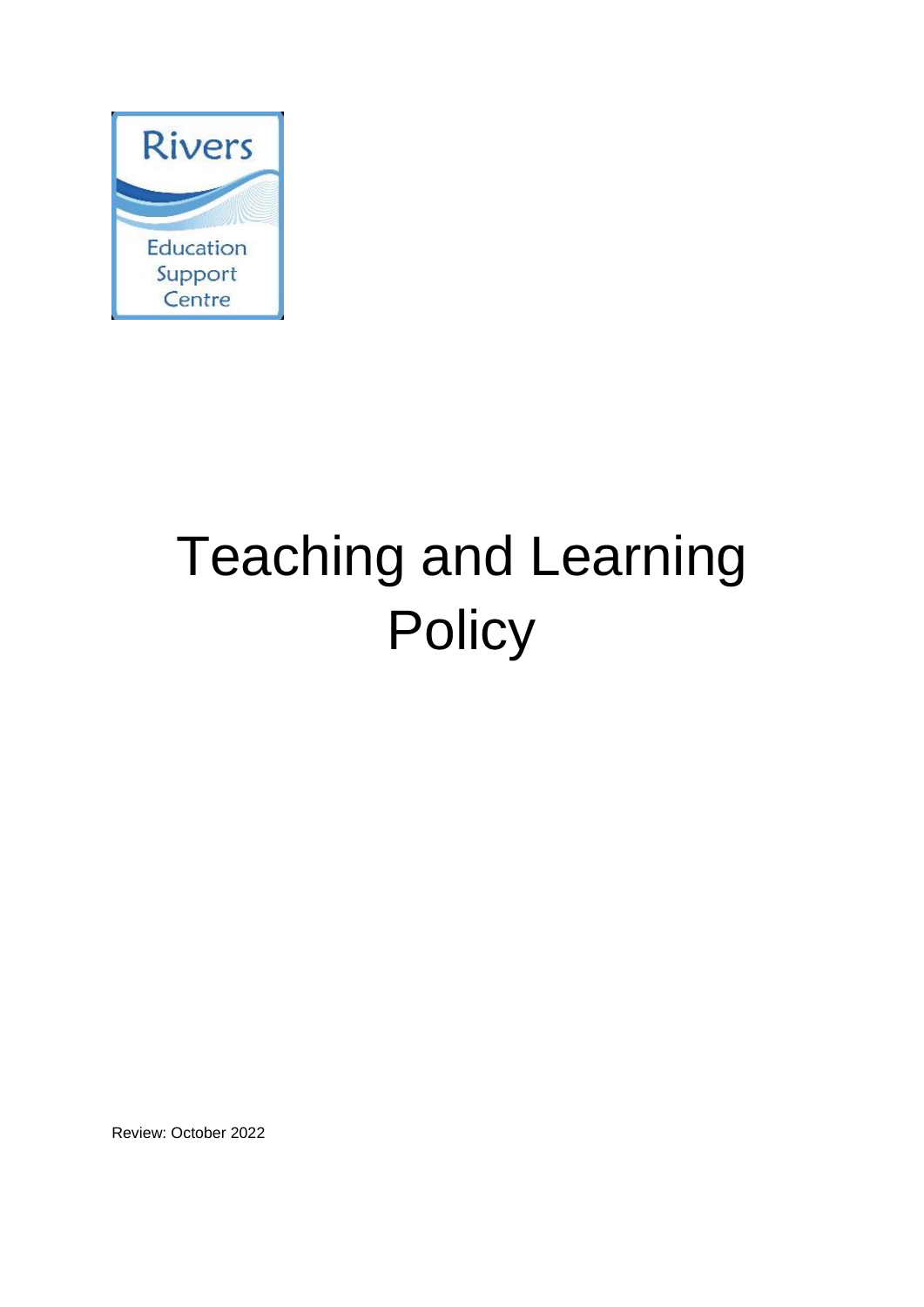Rivers

Education Support Centre

# Teaching and Learning Policy

Review: October 2022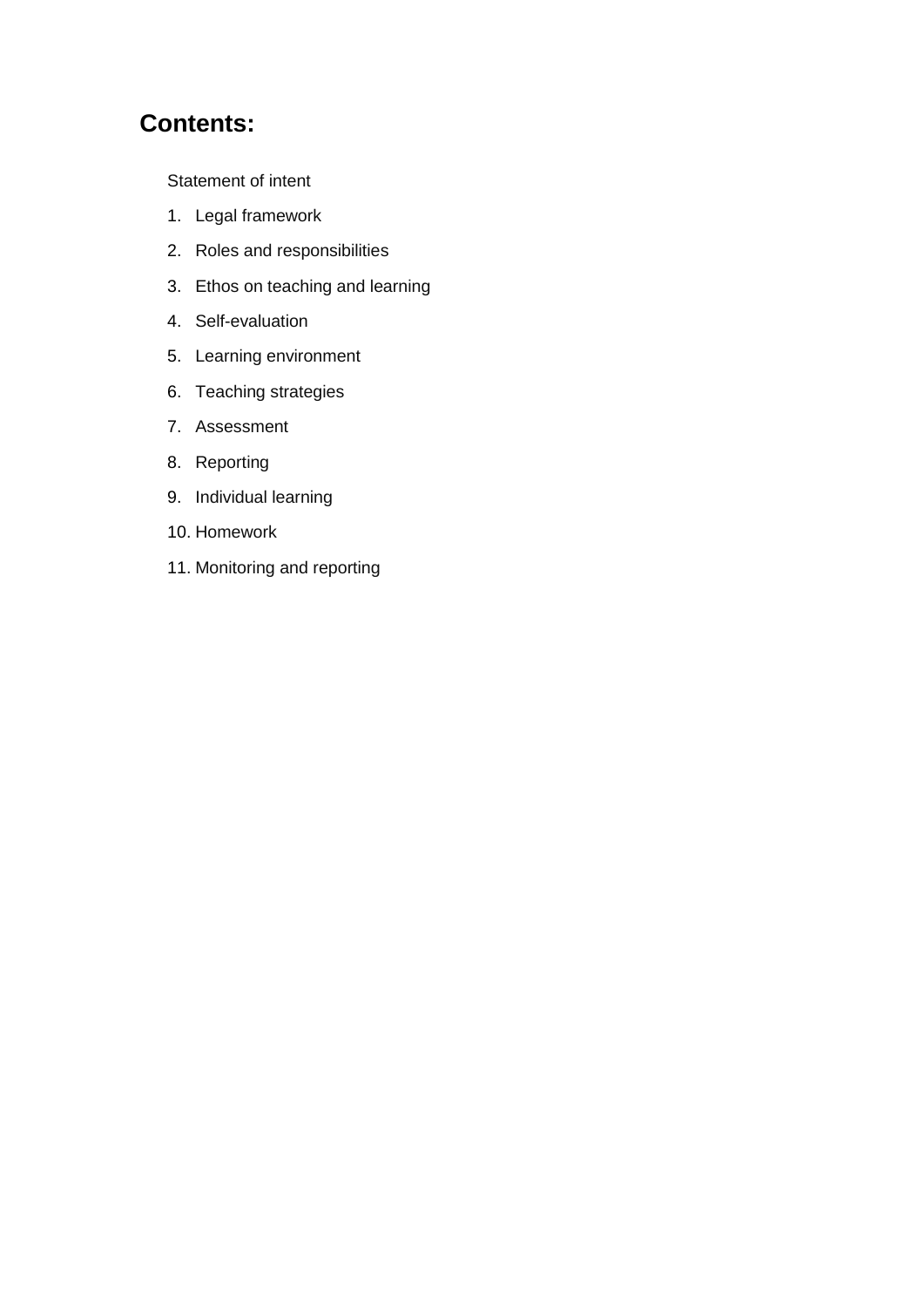## Contents:

Statement of intent

1. Legal framework
2. Roles and responsibilities
3. Ethos on teaching and learning
4. Self-evaluation
5. Learning environment
6. Teaching strategies
7. Assessment
8. Reporting
9. Individual learning
10. Homework
11. Monitoring and reporting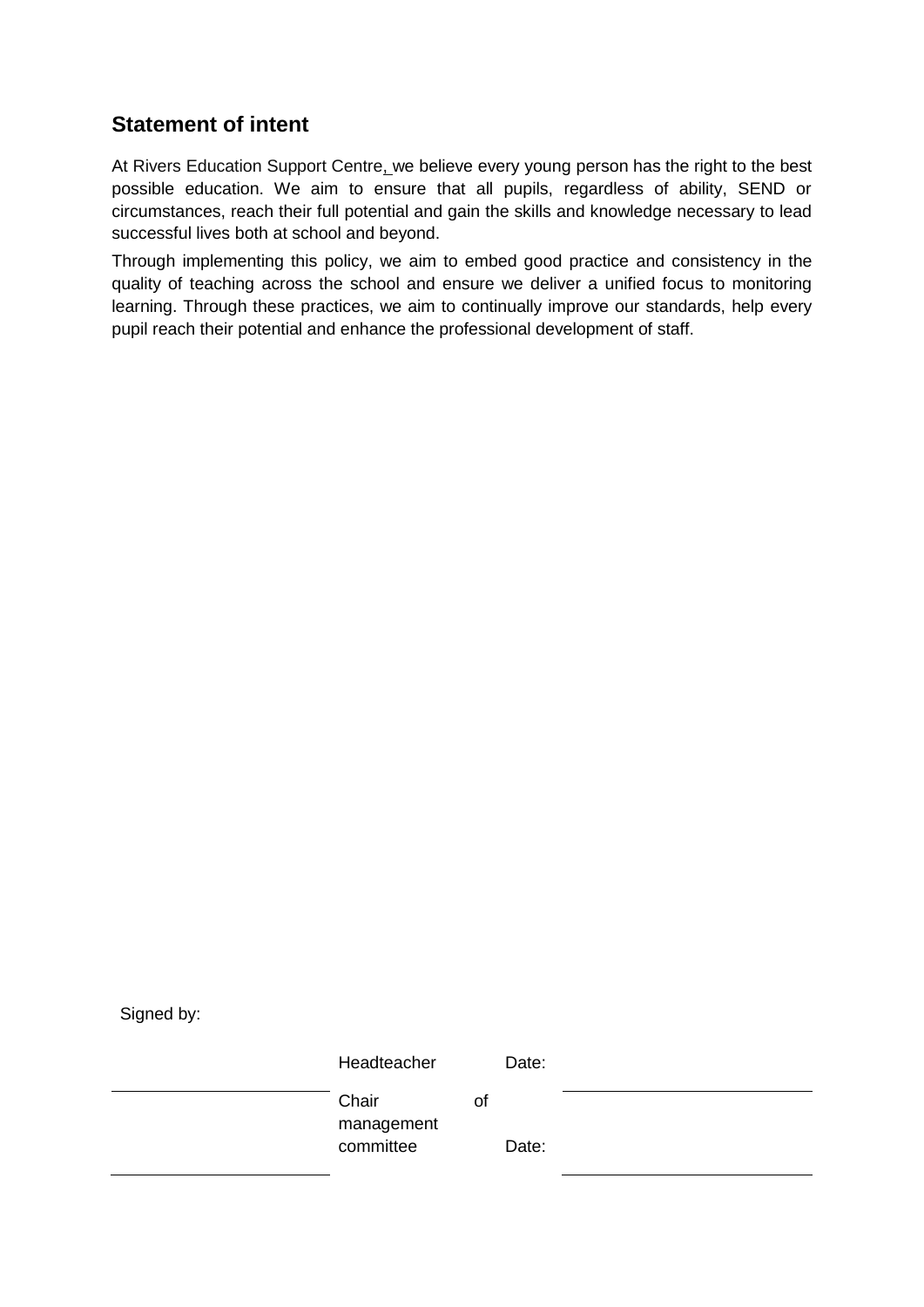## Statement of intent

At Rivers Education Support Centre, we believe every young person has the right to the best possible education. We aim to ensure that all pupils, regardless of ability, SEND or circumstances, reach their full potential and gain the skills and knowledge necessary to lead successful lives both at school and beyond.

Through implementing this policy, we aim to embed good practice and consistency in the quality of teaching across the school and ensure we deliver a unified focus to monitoring learning. Through these practices, we aim to continually improve our standards, help every pupil reach their potential and enhance the professional development of staff.

Signed by:

| | | | |
|---|---|---|---|
| | Headteacher | Date: | |
| | Chair of management committee | Date: | |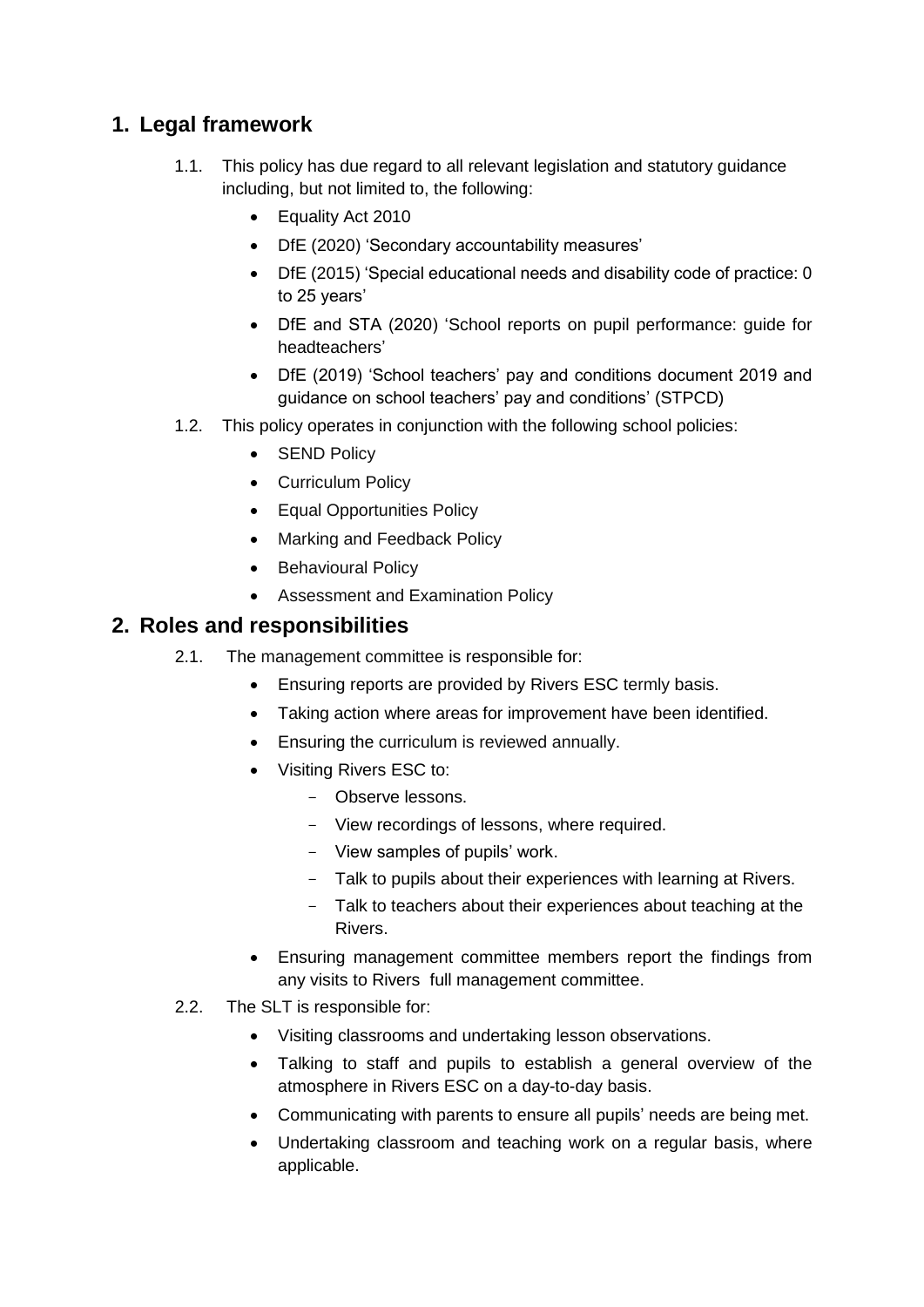## 1. Legal framework

1.1. This policy has due regard to all relevant legislation and statutory guidance including, but not limited to, the following:

- Equality Act 2010
- DfE (2020) 'Secondary accountability measures'
- DfE (2015) 'Special educational needs and disability code of practice: 0 to 25 years'
- DfE and STA (2020) 'School reports on pupil performance: guide for headteachers'
- DfE (2019) 'School teachers' pay and conditions document 2019 and guidance on school teachers' pay and conditions' (STPCD)

1.2. This policy operates in conjunction with the following school policies:

- SEND Policy
- Curriculum Policy
- Equal Opportunities Policy
- Marking and Feedback Policy
- Behavioural Policy
- Assessment and Examination Policy

## 2. Roles and responsibilities

2.1. The management committee is responsible for:

- Ensuring reports are provided by Rivers ESC termly basis.
- Taking action where areas for improvement have been identified.
- Ensuring the curriculum is reviewed annually.
- Visiting Rivers ESC to:
  - Observe lessons.
  - View recordings of lessons, where required.
  - View samples of pupils' work.
  - Talk to pupils about their experiences with learning at Rivers.
  - Talk to teachers about their experiences about teaching at the Rivers.
- Ensuring management committee members report the findings from any visits to Rivers full management committee.

2.2. The SLT is responsible for:

- Visiting classrooms and undertaking lesson observations.
- Talking to staff and pupils to establish a general overview of the atmosphere in Rivers ESC on a day-to-day basis.
- Communicating with parents to ensure all pupils' needs are being met.
- Undertaking classroom and teaching work on a regular basis, where applicable.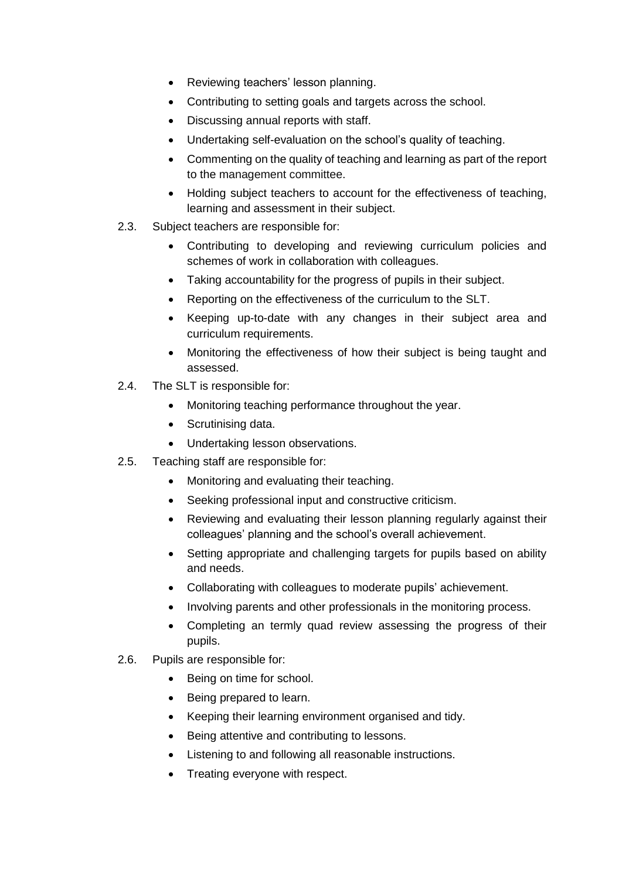- Reviewing teachers' lesson planning.
- Contributing to setting goals and targets across the school.
- Discussing annual reports with staff.
- Undertaking self-evaluation on the school's quality of teaching.
- Commenting on the quality of teaching and learning as part of the report to the management committee.
- Holding subject teachers to account for the effectiveness of teaching, learning and assessment in their subject.

2.3. Subject teachers are responsible for:

- Contributing to developing and reviewing curriculum policies and schemes of work in collaboration with colleagues.
- Taking accountability for the progress of pupils in their subject.
- Reporting on the effectiveness of the curriculum to the SLT.
- Keeping up-to-date with any changes in their subject area and curriculum requirements.
- Monitoring the effectiveness of how their subject is being taught and assessed.

2.4. The SLT is responsible for:

- Monitoring teaching performance throughout the year.
- Scrutinising data.
- Undertaking lesson observations.

2.5. Teaching staff are responsible for:

- Monitoring and evaluating their teaching.
- Seeking professional input and constructive criticism.
- Reviewing and evaluating their lesson planning regularly against their colleagues' planning and the school's overall achievement.
- Setting appropriate and challenging targets for pupils based on ability and needs.
- Collaborating with colleagues to moderate pupils' achievement.
- Involving parents and other professionals in the monitoring process.
- Completing an termly quad review assessing the progress of their pupils.

2.6. Pupils are responsible for:

- Being on time for school.
- Being prepared to learn.
- Keeping their learning environment organised and tidy.
- Being attentive and contributing to lessons.
- Listening to and following all reasonable instructions.
- Treating everyone with respect.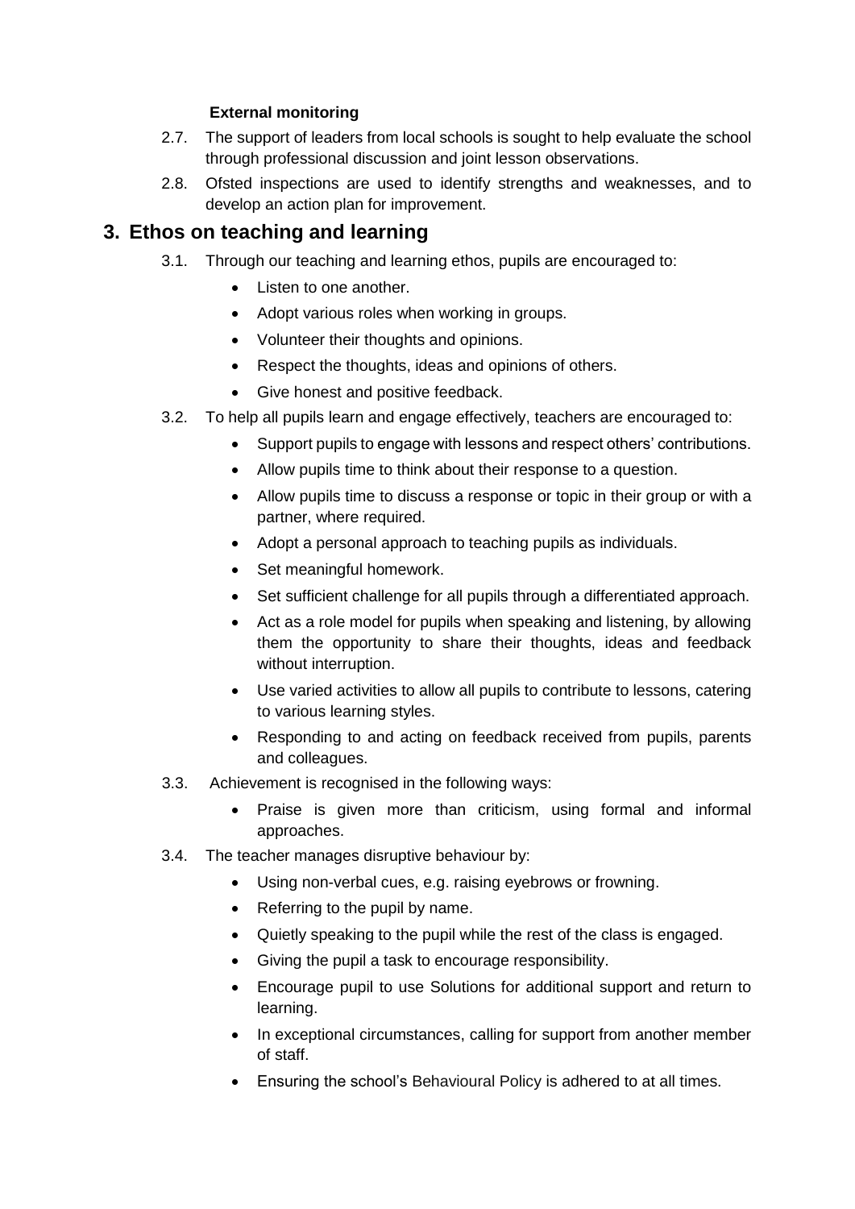**External monitoring**

2.7. The support of leaders from local schools is sought to help evaluate the school through professional discussion and joint lesson observations.

2.8. Ofsted inspections are used to identify strengths and weaknesses, and to develop an action plan for improvement.

## 3. Ethos on teaching and learning

3.1. Through our teaching and learning ethos, pupils are encouraged to:

- Listen to one another.
- Adopt various roles when working in groups.
- Volunteer their thoughts and opinions.
- Respect the thoughts, ideas and opinions of others.
- Give honest and positive feedback.

3.2. To help all pupils learn and engage effectively, teachers are encouraged to:

- Support pupils to engage with lessons and respect others' contributions.
- Allow pupils time to think about their response to a question.
- Allow pupils time to discuss a response or topic in their group or with a partner, where required.
- Adopt a personal approach to teaching pupils as individuals.
- Set meaningful homework.
- Set sufficient challenge for all pupils through a differentiated approach.
- Act as a role model for pupils when speaking and listening, by allowing them the opportunity to share their thoughts, ideas and feedback without interruption.
- Use varied activities to allow all pupils to contribute to lessons, catering to various learning styles.
- Responding to and acting on feedback received from pupils, parents and colleagues.

3.3. Achievement is recognised in the following ways:

- Praise is given more than criticism, using formal and informal approaches.

3.4. The teacher manages disruptive behaviour by:

- Using non-verbal cues, e.g. raising eyebrows or frowning.
- Referring to the pupil by name.
- Quietly speaking to the pupil while the rest of the class is engaged.
- Giving the pupil a task to encourage responsibility.
- Encourage pupil to use Solutions for additional support and return to learning.
- In exceptional circumstances, calling for support from another member of staff.
- Ensuring the school's Behavioural Policy is adhered to at all times.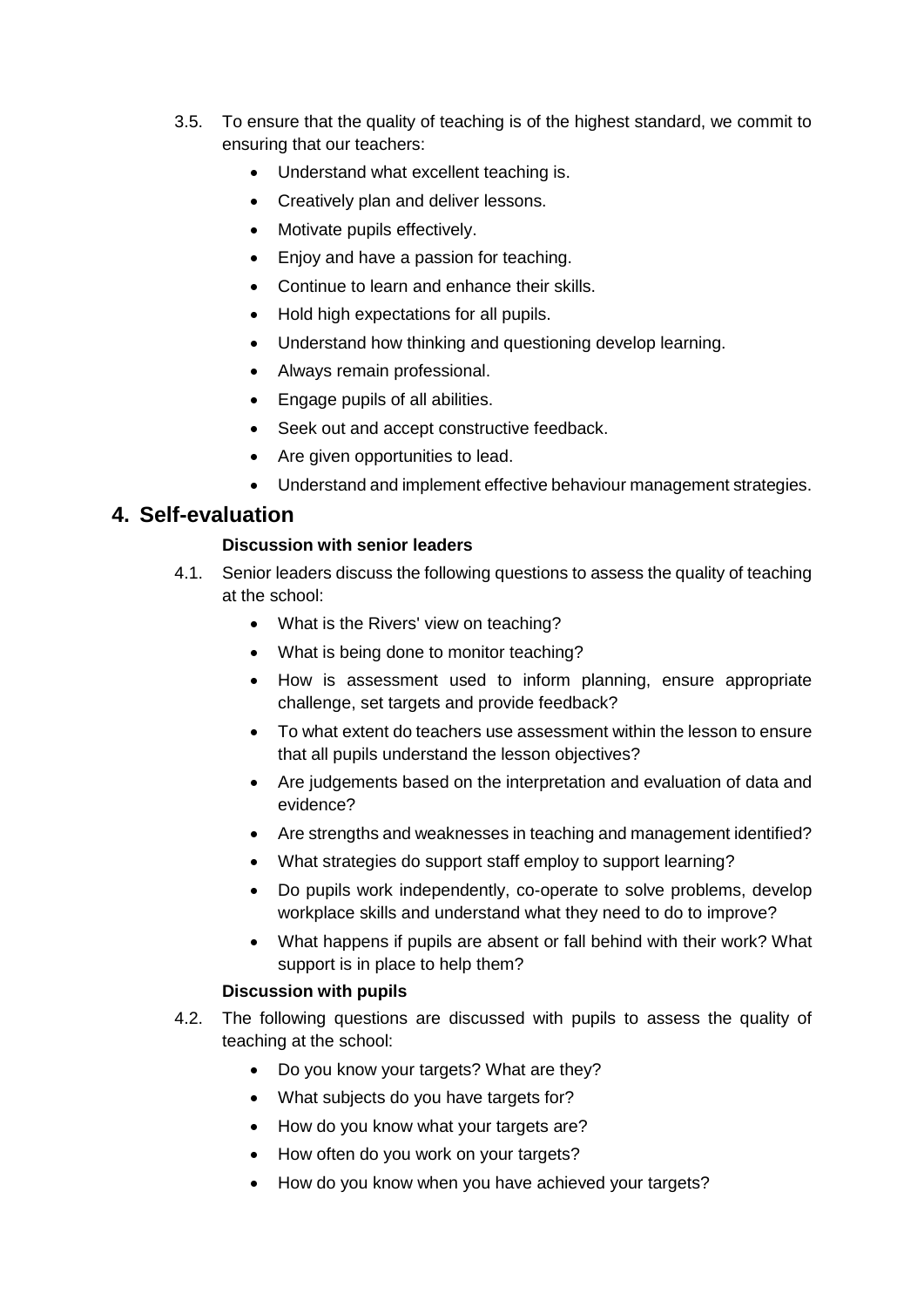3.5. To ensure that the quality of teaching is of the highest standard, we commit to ensuring that our teachers:

- Understand what excellent teaching is.
- Creatively plan and deliver lessons.
- Motivate pupils effectively.
- Enjoy and have a passion for teaching.
- Continue to learn and enhance their skills.
- Hold high expectations for all pupils.
- Understand how thinking and questioning develop learning.
- Always remain professional.
- Engage pupils of all abilities.
- Seek out and accept constructive feedback.
- Are given opportunities to lead.
- Understand and implement effective behaviour management strategies.

## 4. Self-evaluation

**Discussion with senior leaders**

4.1. Senior leaders discuss the following questions to assess the quality of teaching at the school:

- What is the Rivers' view on teaching?
- What is being done to monitor teaching?
- How is assessment used to inform planning, ensure appropriate challenge, set targets and provide feedback?
- To what extent do teachers use assessment within the lesson to ensure that all pupils understand the lesson objectives?
- Are judgements based on the interpretation and evaluation of data and evidence?
- Are strengths and weaknesses in teaching and management identified?
- What strategies do support staff employ to support learning?
- Do pupils work independently, co-operate to solve problems, develop workplace skills and understand what they need to do to improve?
- What happens if pupils are absent or fall behind with their work? What support is in place to help them?

**Discussion with pupils**

4.2. The following questions are discussed with pupils to assess the quality of teaching at the school:

- Do you know your targets? What are they?
- What subjects do you have targets for?
- How do you know what your targets are?
- How often do you work on your targets?
- How do you know when you have achieved your targets?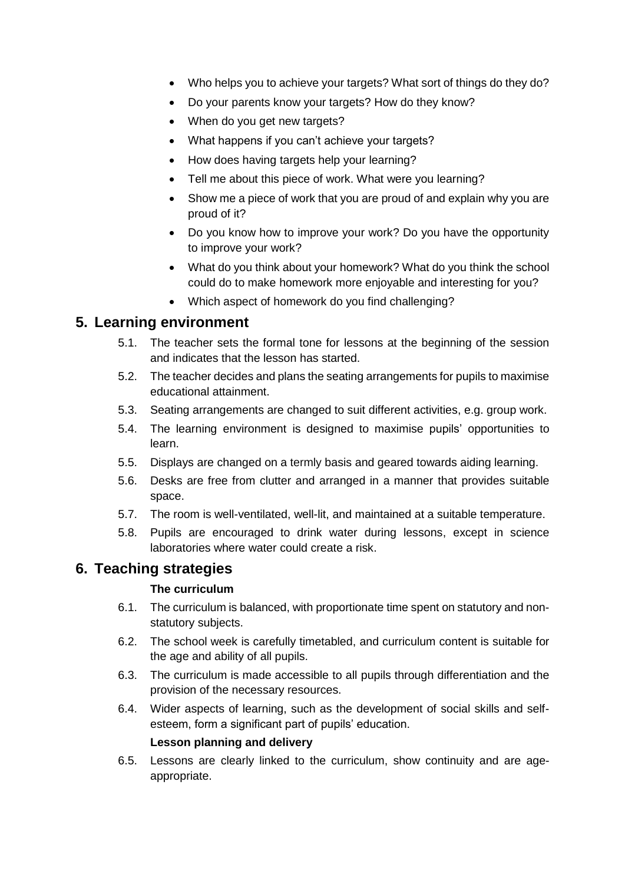- Who helps you to achieve your targets? What sort of things do they do?
- Do your parents know your targets? How do they know?
- When do you get new targets?
- What happens if you can't achieve your targets?
- How does having targets help your learning?
- Tell me about this piece of work. What were you learning?
- Show me a piece of work that you are proud of and explain why you are proud of it?
- Do you know how to improve your work? Do you have the opportunity to improve your work?
- What do you think about your homework? What do you think the school could do to make homework more enjoyable and interesting for you?
- Which aspect of homework do you find challenging?

## 5. Learning environment

5.1. The teacher sets the formal tone for lessons at the beginning of the session and indicates that the lesson has started.

5.2. The teacher decides and plans the seating arrangements for pupils to maximise educational attainment.

5.3. Seating arrangements are changed to suit different activities, e.g. group work.

5.4. The learning environment is designed to maximise pupils' opportunities to learn.

5.5. Displays are changed on a termly basis and geared towards aiding learning.

5.6. Desks are free from clutter and arranged in a manner that provides suitable space.

5.7. The room is well-ventilated, well-lit, and maintained at a suitable temperature.

5.8. Pupils are encouraged to drink water during lessons, except in science laboratories where water could create a risk.

## 6. Teaching strategies

**The curriculum**

6.1. The curriculum is balanced, with proportionate time spent on statutory and non-statutory subjects.

6.2. The school week is carefully timetabled, and curriculum content is suitable for the age and ability of all pupils.

6.3. The curriculum is made accessible to all pupils through differentiation and the provision of the necessary resources.

6.4. Wider aspects of learning, such as the development of social skills and self-esteem, form a significant part of pupils' education.

**Lesson planning and delivery**

6.5. Lessons are clearly linked to the curriculum, show continuity and are age-appropriate.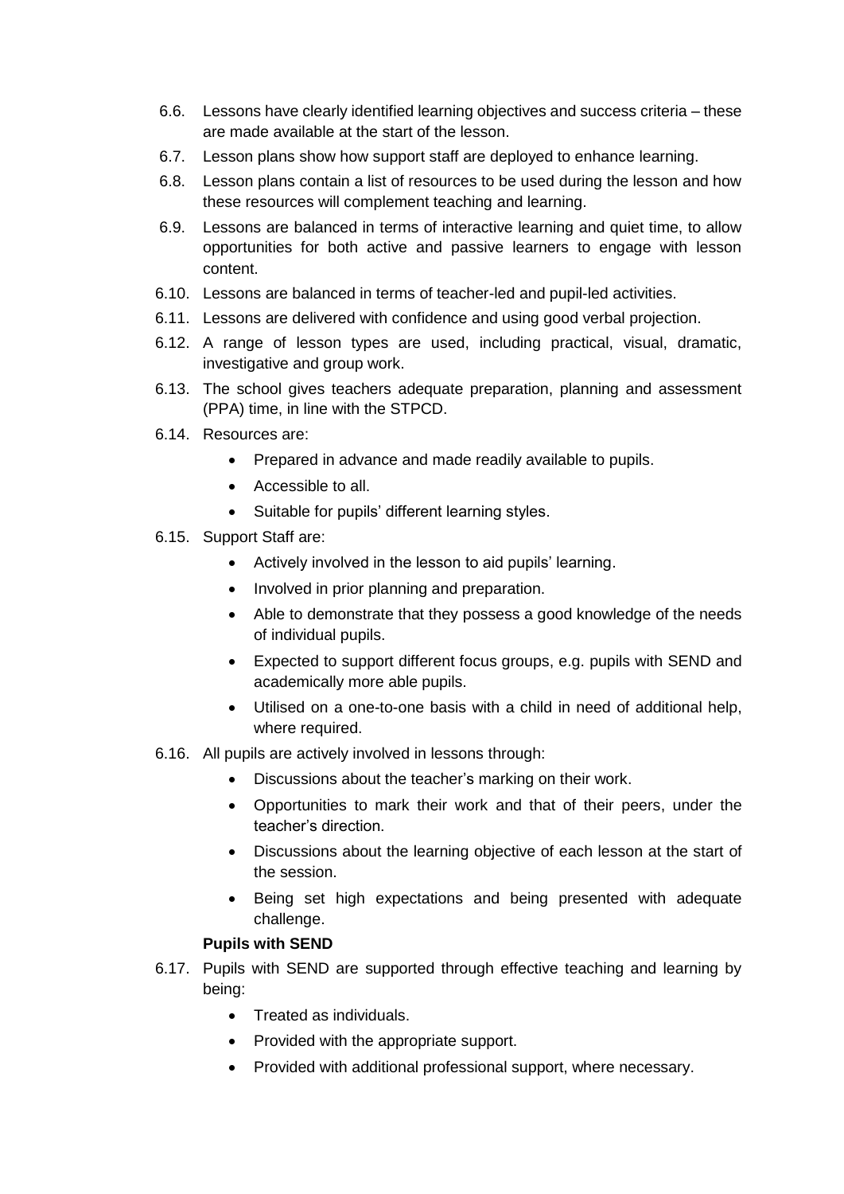6.6. Lessons have clearly identified learning objectives and success criteria – these are made available at the start of the lesson.

6.7. Lesson plans show how support staff are deployed to enhance learning.

6.8. Lesson plans contain a list of resources to be used during the lesson and how these resources will complement teaching and learning.

6.9. Lessons are balanced in terms of interactive learning and quiet time, to allow opportunities for both active and passive learners to engage with lesson content.

6.10. Lessons are balanced in terms of teacher-led and pupil-led activities.

6.11. Lessons are delivered with confidence and using good verbal projection.

6.12. A range of lesson types are used, including practical, visual, dramatic, investigative and group work.

6.13. The school gives teachers adequate preparation, planning and assessment (PPA) time, in line with the STPCD.

6.14. Resources are:

- Prepared in advance and made readily available to pupils.
- Accessible to all.
- Suitable for pupils' different learning styles.

6.15. Support Staff are:

- Actively involved in the lesson to aid pupils' learning.
- Involved in prior planning and preparation.
- Able to demonstrate that they possess a good knowledge of the needs of individual pupils.
- Expected to support different focus groups, e.g. pupils with SEND and academically more able pupils.
- Utilised on a one-to-one basis with a child in need of additional help, where required.

6.16. All pupils are actively involved in lessons through:

- Discussions about the teacher's marking on their work.
- Opportunities to mark their work and that of their peers, under the teacher's direction.
- Discussions about the learning objective of each lesson at the start of the session.
- Being set high expectations and being presented with adequate challenge.

**Pupils with SEND**

6.17. Pupils with SEND are supported through effective teaching and learning by being:

- Treated as individuals.
- Provided with the appropriate support.
- Provided with additional professional support, where necessary.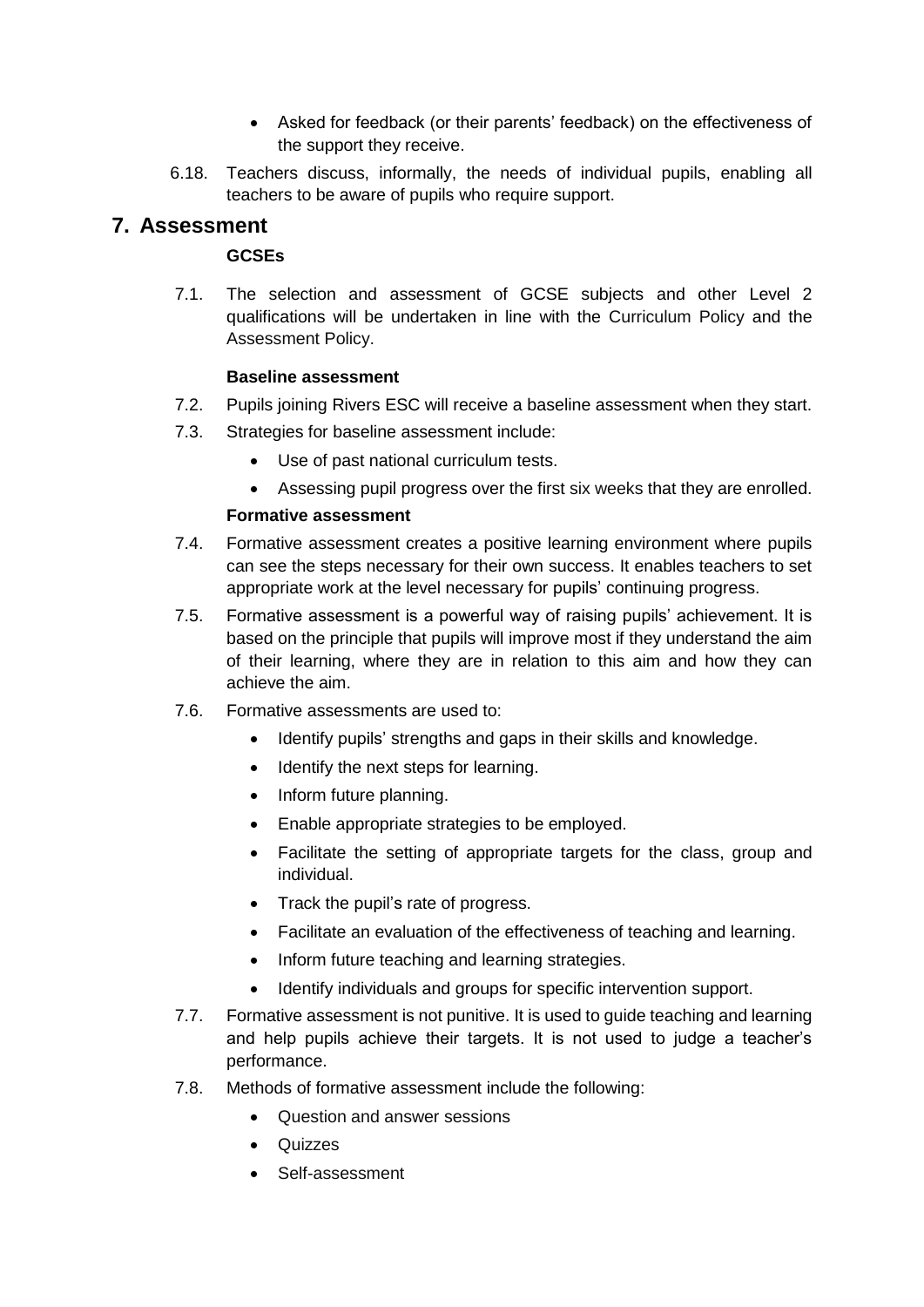- Asked for feedback (or their parents' feedback) on the effectiveness of the support they receive.

6.18. Teachers discuss, informally, the needs of individual pupils, enabling all teachers to be aware of pupils who require support.

## 7. Assessment

**GCSEs**

7.1. The selection and assessment of GCSE subjects and other Level 2 qualifications will be undertaken in line with the Curriculum Policy and the Assessment Policy.

**Baseline assessment**

7.2. Pupils joining Rivers ESC will receive a baseline assessment when they start.

7.3. Strategies for baseline assessment include:

- Use of past national curriculum tests.
- Assessing pupil progress over the first six weeks that they are enrolled.

**Formative assessment**

7.4. Formative assessment creates a positive learning environment where pupils can see the steps necessary for their own success. It enables teachers to set appropriate work at the level necessary for pupils' continuing progress.

7.5. Formative assessment is a powerful way of raising pupils' achievement. It is based on the principle that pupils will improve most if they understand the aim of their learning, where they are in relation to this aim and how they can achieve the aim.

7.6. Formative assessments are used to:

- Identify pupils' strengths and gaps in their skills and knowledge.
- Identify the next steps for learning.
- Inform future planning.
- Enable appropriate strategies to be employed.
- Facilitate the setting of appropriate targets for the class, group and individual.
- Track the pupil's rate of progress.
- Facilitate an evaluation of the effectiveness of teaching and learning.
- Inform future teaching and learning strategies.
- Identify individuals and groups for specific intervention support.

7.7. Formative assessment is not punitive. It is used to guide teaching and learning and help pupils achieve their targets. It is not used to judge a teacher's performance.

7.8. Methods of formative assessment include the following:

- Question and answer sessions
- Quizzes
- Self-assessment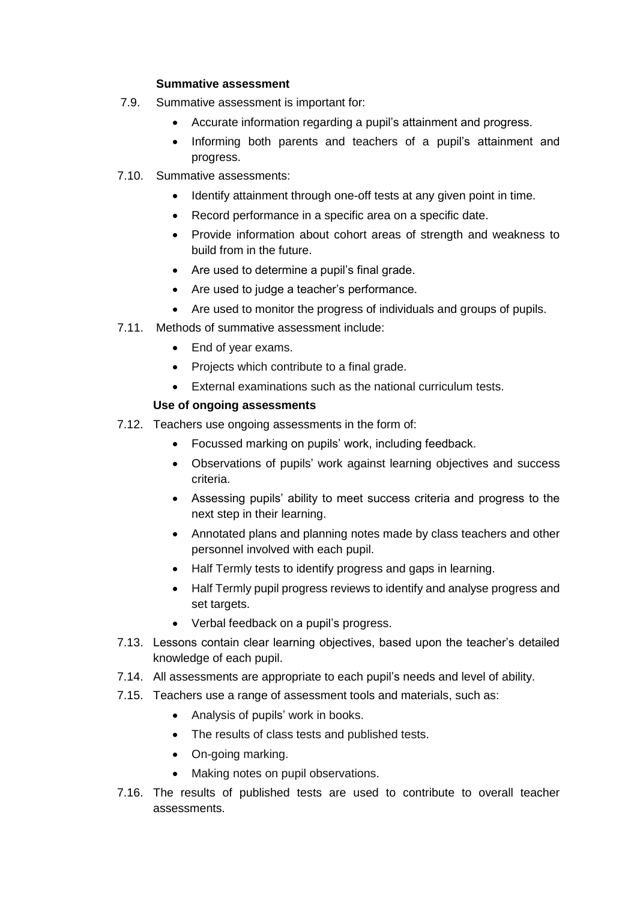**Summative assessment**

7.9. Summative assessment is important for:

- Accurate information regarding a pupil's attainment and progress.
- Informing both parents and teachers of a pupil's attainment and progress.

7.10. Summative assessments:

- Identify attainment through one-off tests at any given point in time.
- Record performance in a specific area on a specific date.
- Provide information about cohort areas of strength and weakness to build from in the future.
- Are used to determine a pupil's final grade.
- Are used to judge a teacher's performance.
- Are used to monitor the progress of individuals and groups of pupils.

7.11. Methods of summative assessment include:

- End of year exams.
- Projects which contribute to a final grade.
- External examinations such as the national curriculum tests.

**Use of ongoing assessments**

7.12. Teachers use ongoing assessments in the form of:

- Focussed marking on pupils' work, including feedback.
- Observations of pupils' work against learning objectives and success criteria.
- Assessing pupils' ability to meet success criteria and progress to the next step in their learning.
- Annotated plans and planning notes made by class teachers and other personnel involved with each pupil.
- Half Termly tests to identify progress and gaps in learning.
- Half Termly pupil progress reviews to identify and analyse progress and set targets.
- Verbal feedback on a pupil's progress.

7.13. Lessons contain clear learning objectives, based upon the teacher's detailed knowledge of each pupil.

7.14. All assessments are appropriate to each pupil's needs and level of ability.

7.15. Teachers use a range of assessment tools and materials, such as:

- Analysis of pupils' work in books.
- The results of class tests and published tests.
- On-going marking.
- Making notes on pupil observations.

7.16. The results of published tests are used to contribute to overall teacher assessments.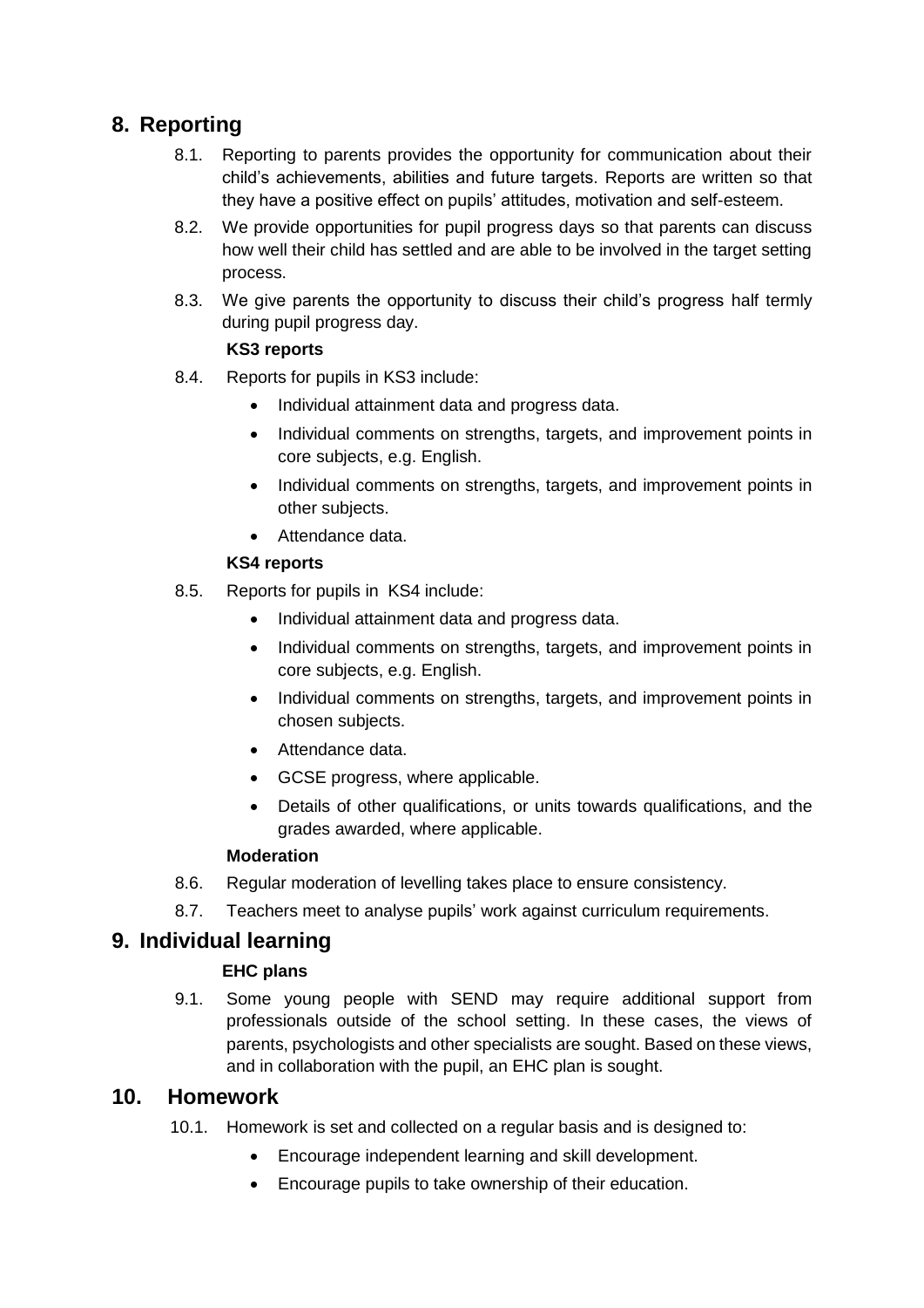## 8. Reporting

8.1. Reporting to parents provides the opportunity for communication about their child's achievements, abilities and future targets. Reports are written so that they have a positive effect on pupils' attitudes, motivation and self-esteem.

8.2. We provide opportunities for pupil progress days so that parents can discuss how well their child has settled and are able to be involved in the target setting process.

8.3. We give parents the opportunity to discuss their child's progress half termly during pupil progress day.

**KS3 reports**

8.4. Reports for pupils in KS3 include:

- Individual attainment data and progress data.
- Individual comments on strengths, targets, and improvement points in core subjects, e.g. English.
- Individual comments on strengths, targets, and improvement points in other subjects.
- Attendance data.

**KS4 reports**

8.5. Reports for pupils in KS4 include:

- Individual attainment data and progress data.
- Individual comments on strengths, targets, and improvement points in core subjects, e.g. English.
- Individual comments on strengths, targets, and improvement points in chosen subjects.
- Attendance data.
- GCSE progress, where applicable.
- Details of other qualifications, or units towards qualifications, and the grades awarded, where applicable.

**Moderation**

8.6. Regular moderation of levelling takes place to ensure consistency.

8.7. Teachers meet to analyse pupils' work against curriculum requirements.

## 9. Individual learning

**EHC plans**

9.1. Some young people with SEND may require additional support from professionals outside of the school setting. In these cases, the views of parents, psychologists and other specialists are sought. Based on these views, and in collaboration with the pupil, an EHC plan is sought.

## 10. Homework

10.1. Homework is set and collected on a regular basis and is designed to:

- Encourage independent learning and skill development.
- Encourage pupils to take ownership of their education.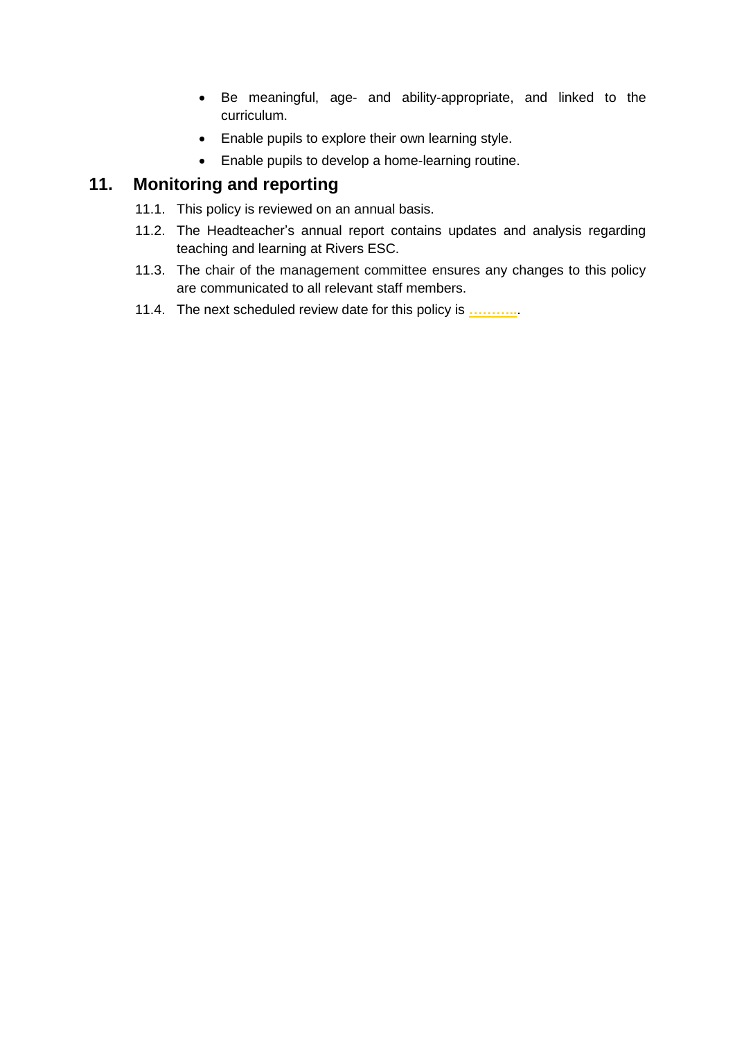- Be meaningful, age- and ability-appropriate, and linked to the curriculum.
- Enable pupils to explore their own learning style.
- Enable pupils to develop a home-learning routine.

## 11. Monitoring and reporting

11.1. This policy is reviewed on an annual basis.

11.2. The Headteacher's annual report contains updates and analysis regarding teaching and learning at Rivers ESC.

11.3. The chair of the management committee ensures any changes to this policy are communicated to all relevant staff members.

11.4. The next scheduled review date for this policy is ……….. .